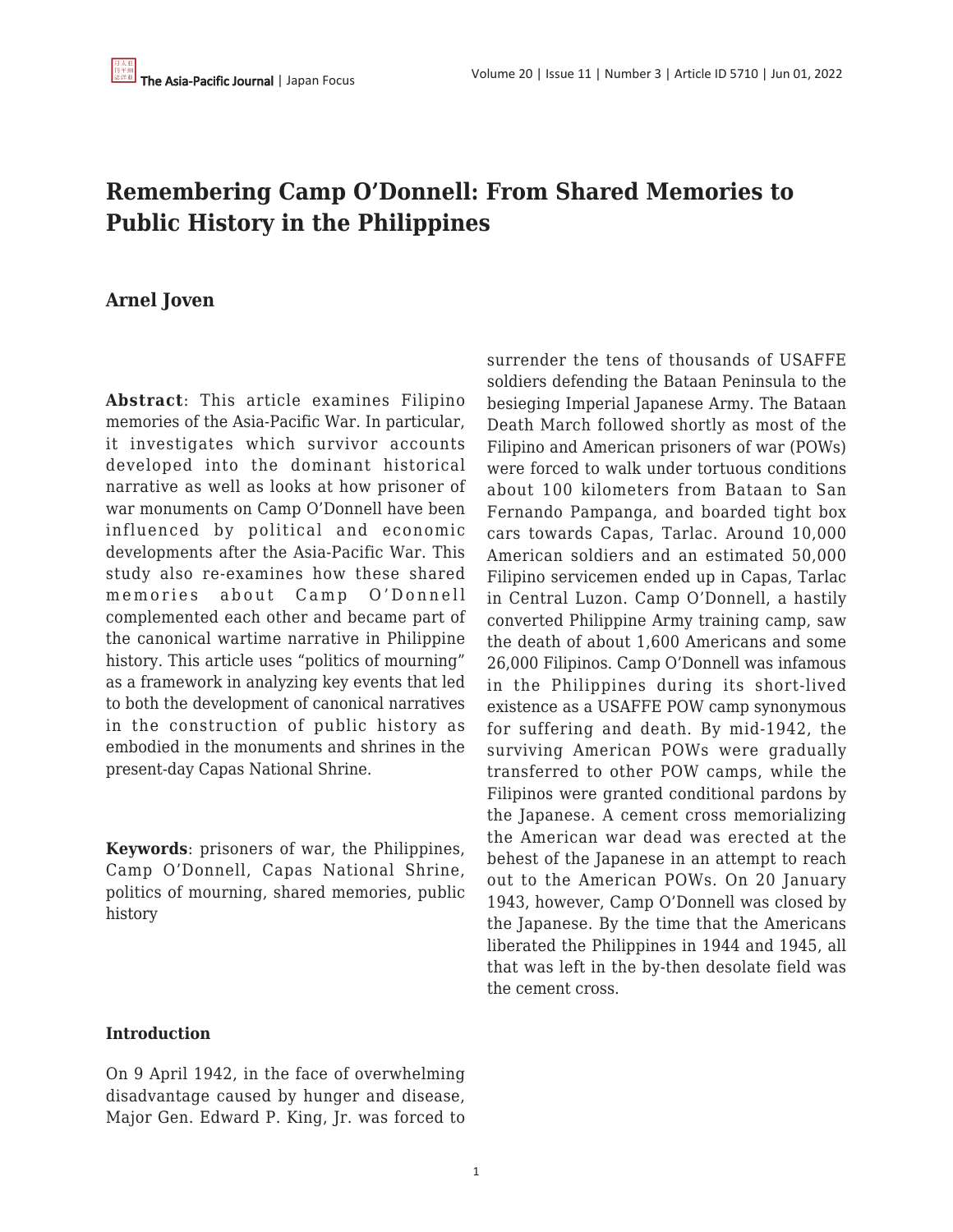# Remembering Camp O'Donnell: From Shared Memories to Public History in the Philippines

## Arnel Joven

**Abstract**: This article examines Filipino memories of the Asia-Pacific War. In particular, it investigates which survivor accounts developed into the dominant historical narrative as well as looks at how prisoner of war monuments on Camp O'Donnell have been influenced by political and economic developments after the Asia-Pacific War. This study also re-examines how these shared memories about Camp O'Donnell complemented each other and became part of the canonical wartime narrative in Philippine history. This article uses "politics of mourning" as a framework in analyzing key events that led to both the development of canonical narratives in the construction of public history as embodied in the monuments and shrines in the present-day Capas National Shrine.

**Keywords**: prisoners of war, the Philippines, Camp O'Donnell, Capas National Shrine, politics of mourning, shared memories, public history

### Introduction

On 9 April 1942, in the face of overwhelming disadvantage caused by hunger and disease, Major Gen. Edward P. King, Jr. was forced to surrender the tens of thousands of USAFFE soldiers defending the Bataan Peninsula to the besieging Imperial Japanese Army. The Bataan Death March followed shortly as most of the Filipino and American prisoners of war (POWs) were forced to walk under tortuous conditions about 100 kilometers from Bataan to San Fernando Pampanga, and boarded tight box cars towards Capas, Tarlac. Around 10,000 American soldiers and an estimated 50,000 Filipino servicemen ended up in Capas, Tarlac in Central Luzon. Camp O'Donnell, a hastily converted Philippine Army training camp, saw the death of about 1,600 Americans and some 26,000 Filipinos. Camp O'Donnell was infamous in the Philippines during its short-lived existence as a USAFFE POW camp synonymous for suffering and death. By mid-1942, the surviving American POWs were gradually transferred to other POW camps, while the Filipinos were granted conditional pardons by the Japanese. A cement cross memorializing the American war dead was erected at the behest of the Japanese in an attempt to reach out to the American POWs. On 20 January 1943, however, Camp O'Donnell was closed by the Japanese. By the time that the Americans liberated the Philippines in 1944 and 1945, all that was left in the by-then desolate field was the cement cross.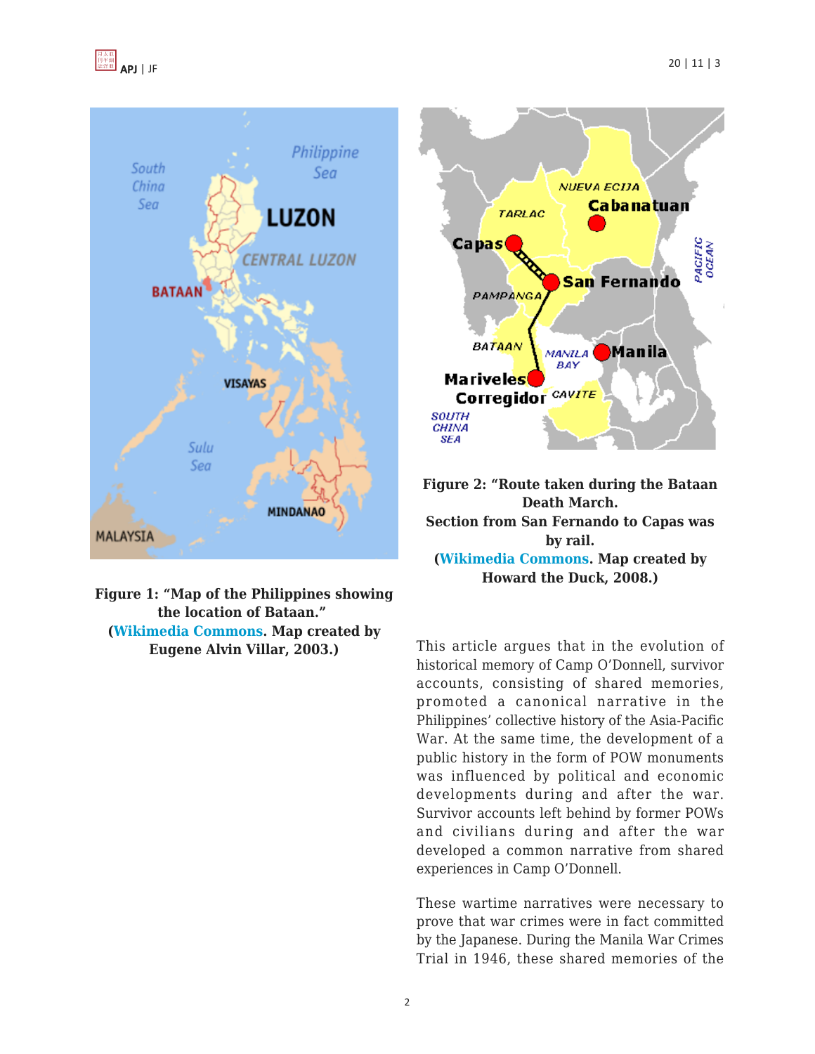**Figure 1: "Map of the Philippines showing the location of Bataan."**
**(Wikimedia Commons. Map created by Eugene Alvin Villar, 2003.)**

**Figure 2: "Route taken during the Bataan Death March.**
**Section from San Fernando to Capas was by rail.**
**(Wikimedia Commons. Map created by Howard the Duck, 2008.)**

This article argues that in the evolution of historical memory of Camp O'Donnell, survivor accounts, consisting of shared memories, promoted a canonical narrative in the Philippines' collective history of the Asia-Pacific War. At the same time, the development of a public history in the form of POW monuments was influenced by political and economic developments during and after the war. Survivor accounts left behind by former POWs and civilians during and after the war developed a common narrative from shared experiences in Camp O'Donnell.

These wartime narratives were necessary to prove that war crimes were in fact committed by the Japanese. During the Manila War Crimes Trial in 1946, these shared memories of the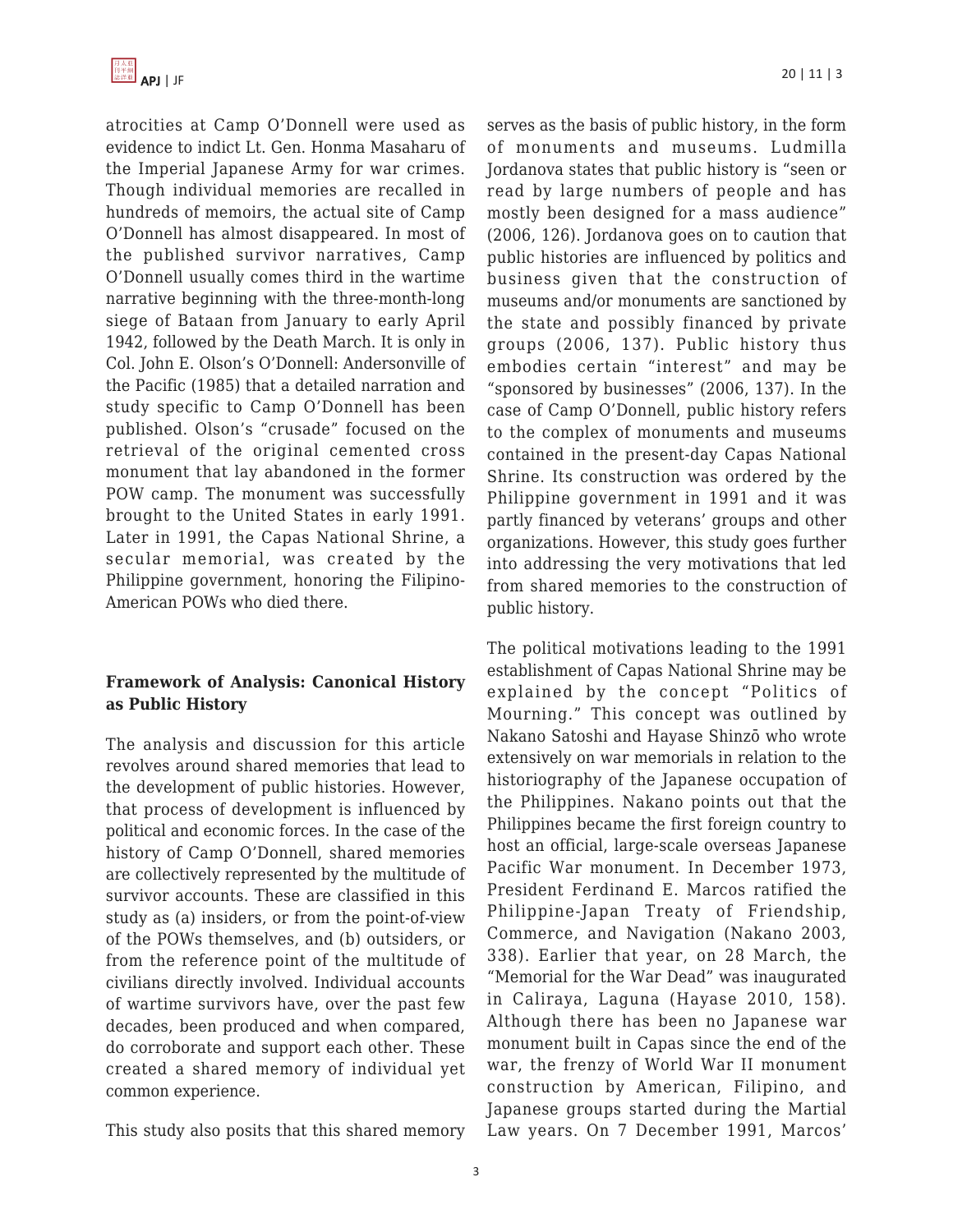atrocities at Camp O'Donnell were used as evidence to indict Lt. Gen. Honma Masaharu of the Imperial Japanese Army for war crimes. Though individual memories are recalled in hundreds of memoirs, the actual site of Camp O'Donnell has almost disappeared. In most of the published survivor narratives, Camp O'Donnell usually comes third in the wartime narrative beginning with the three-month-long siege of Bataan from January to early April 1942, followed by the Death March. It is only in Col. John E. Olson's O'Donnell: Andersonville of the Pacific (1985) that a detailed narration and study specific to Camp O'Donnell has been published. Olson's "crusade" focused on the retrieval of the original cemented cross monument that lay abandoned in the former POW camp. The monument was successfully brought to the United States in early 1991. Later in 1991, the Capas National Shrine, a secular memorial, was created by the Philippine government, honoring the Filipino-American POWs who died there.

## Framework of Analysis: Canonical History as Public History

The analysis and discussion for this article revolves around shared memories that lead to the development of public histories. However, that process of development is influenced by political and economic forces. In the case of the history of Camp O'Donnell, shared memories are collectively represented by the multitude of survivor accounts. These are classified in this study as (a) insiders, or from the point-of-view of the POWs themselves, and (b) outsiders, or from the reference point of the multitude of civilians directly involved. Individual accounts of wartime survivors have, over the past few decades, been produced and when compared, do corroborate and support each other. These created a shared memory of individual yet common experience.

This study also posits that this shared memory serves as the basis of public history, in the form of monuments and museums. Ludmilla Jordanova states that public history is "seen or read by large numbers of people and has mostly been designed for a mass audience" (2006, 126). Jordanova goes on to caution that public histories are influenced by politics and business given that the construction of museums and/or monuments are sanctioned by the state and possibly financed by private groups (2006, 137). Public history thus embodies certain "interest" and may be "sponsored by businesses" (2006, 137). In the case of Camp O'Donnell, public history refers to the complex of monuments and museums contained in the present-day Capas National Shrine. Its construction was ordered by the Philippine government in 1991 and it was partly financed by veterans' groups and other organizations. However, this study goes further into addressing the very motivations that led from shared memories to the construction of public history.

The political motivations leading to the 1991 establishment of Capas National Shrine may be explained by the concept "Politics of Mourning." This concept was outlined by Nakano Satoshi and Hayase Shinzō who wrote extensively on war memorials in relation to the historiography of the Japanese occupation of the Philippines. Nakano points out that the Philippines became the first foreign country to host an official, large-scale overseas Japanese Pacific War monument. In December 1973, President Ferdinand E. Marcos ratified the Philippine-Japan Treaty of Friendship, Commerce, and Navigation (Nakano 2003, 338). Earlier that year, on 28 March, the "Memorial for the War Dead" was inaugurated in Caliraya, Laguna (Hayase 2010, 158). Although there has been no Japanese war monument built in Capas since the end of the war, the frenzy of World War II monument construction by American, Filipino, and Japanese groups started during the Martial Law years. On 7 December 1991, Marcos'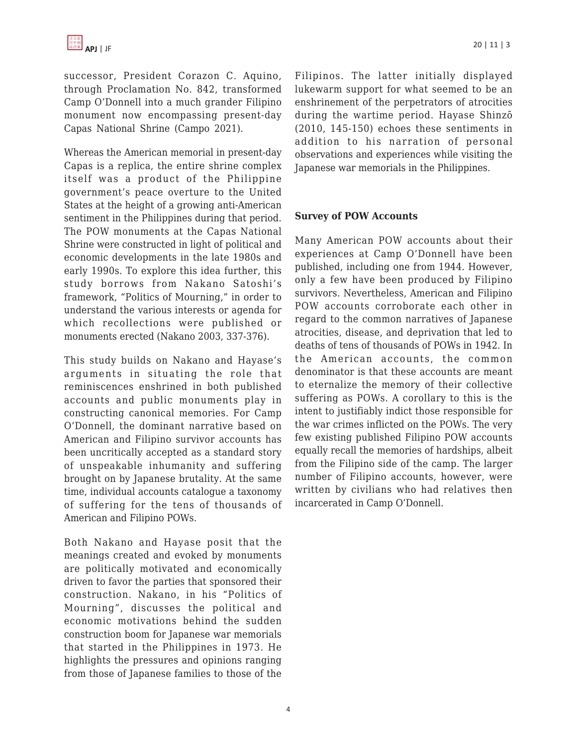successor, President Corazon C. Aquino, through Proclamation No. 842, transformed Camp O'Donnell into a much grander Filipino monument now encompassing present-day Capas National Shrine (Campo 2021).

Whereas the American memorial in present-day Capas is a replica, the entire shrine complex itself was a product of the Philippine government's peace overture to the United States at the height of a growing anti-American sentiment in the Philippines during that period. The POW monuments at the Capas National Shrine were constructed in light of political and economic developments in the late 1980s and early 1990s. To explore this idea further, this study borrows from Nakano Satoshi's framework, "Politics of Mourning," in order to understand the various interests or agenda for which recollections were published or monuments erected (Nakano 2003, 337-376).

This study builds on Nakano and Hayase's arguments in situating the role that reminiscences enshrined in both published accounts and public monuments play in constructing canonical memories. For Camp O'Donnell, the dominant narrative based on American and Filipino survivor accounts has been uncritically accepted as a standard story of unspeakable inhumanity and suffering brought on by Japanese brutality. At the same time, individual accounts catalogue a taxonomy of suffering for the tens of thousands of American and Filipino POWs.

Both Nakano and Hayase posit that the meanings created and evoked by monuments are politically motivated and economically driven to favor the parties that sponsored their construction. Nakano, in his "Politics of Mourning", discusses the political and economic motivations behind the sudden construction boom for Japanese war memorials that started in the Philippines in 1973. He highlights the pressures and opinions ranging from those of Japanese families to those of the Filipinos. The latter initially displayed lukewarm support for what seemed to be an enshrinement of the perpetrators of atrocities during the wartime period. Hayase Shinzō (2010, 145-150) echoes these sentiments in addition to his narration of personal observations and experiences while visiting the Japanese war memorials in the Philippines.

## Survey of POW Accounts

Many American POW accounts about their experiences at Camp O'Donnell have been published, including one from 1944. However, only a few have been produced by Filipino survivors. Nevertheless, American and Filipino POW accounts corroborate each other in regard to the common narratives of Japanese atrocities, disease, and deprivation that led to deaths of tens of thousands of POWs in 1942. In the American accounts, the common denominator is that these accounts are meant to eternalize the memory of their collective suffering as POWs. A corollary to this is the intent to justifiably indict those responsible for the war crimes inflicted on the POWs. The very few existing published Filipino POW accounts equally recall the memories of hardships, albeit from the Filipino side of the camp. The larger number of Filipino accounts, however, were written by civilians who had relatives then incarcerated in Camp O'Donnell.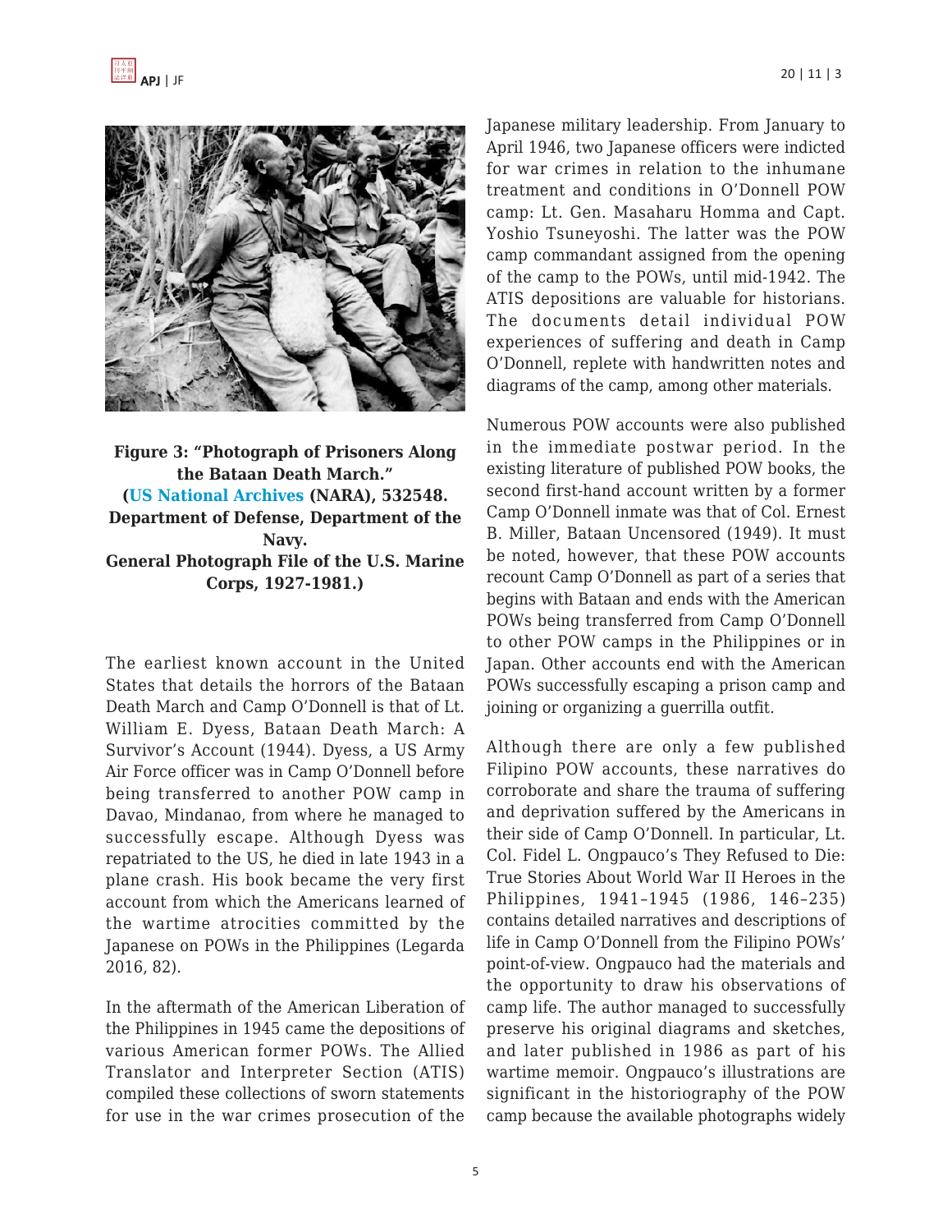**Figure 3: "Photograph of Prisoners Along the Bataan Death March." (US National Archives (NARA), 532548. Department of Defense, Department of the Navy. General Photograph File of the U.S. Marine Corps, 1927-1981.)**

The earliest known account in the United States that details the horrors of the Bataan Death March and Camp O'Donnell is that of Lt. William E. Dyess, Bataan Death March: A Survivor's Account (1944). Dyess, a US Army Air Force officer was in Camp O'Donnell before being transferred to another POW camp in Davao, Mindanao, from where he managed to successfully escape. Although Dyess was repatriated to the US, he died in late 1943 in a plane crash. His book became the very first account from which the Americans learned of the wartime atrocities committed by the Japanese on POWs in the Philippines (Legarda 2016, 82).

In the aftermath of the American Liberation of the Philippines in 1945 came the depositions of various American former POWs. The Allied Translator and Interpreter Section (ATIS) compiled these collections of sworn statements for use in the war crimes prosecution of the Japanese military leadership. From January to April 1946, two Japanese officers were indicted for war crimes in relation to the inhumane treatment and conditions in O'Donnell POW camp: Lt. Gen. Masaharu Homma and Capt. Yoshio Tsuneyoshi. The latter was the POW camp commandant assigned from the opening of the camp to the POWs, until mid-1942. The ATIS depositions are valuable for historians. The documents detail individual POW experiences of suffering and death in Camp O'Donnell, replete with handwritten notes and diagrams of the camp, among other materials.

Numerous POW accounts were also published in the immediate postwar period. In the existing literature of published POW books, the second first-hand account written by a former Camp O'Donnell inmate was that of Col. Ernest B. Miller, Bataan Uncensored (1949). It must be noted, however, that these POW accounts recount Camp O'Donnell as part of a series that begins with Bataan and ends with the American POWs being transferred from Camp O'Donnell to other POW camps in the Philippines or in Japan. Other accounts end with the American POWs successfully escaping a prison camp and joining or organizing a guerrilla outfit.

Although there are only a few published Filipino POW accounts, these narratives do corroborate and share the trauma of suffering and deprivation suffered by the Americans in their side of Camp O'Donnell. In particular, Lt. Col. Fidel L. Ongpauco's They Refused to Die: True Stories About World War II Heroes in the Philippines, 1941–1945 (1986, 146–235) contains detailed narratives and descriptions of life in Camp O'Donnell from the Filipino POWs' point-of-view. Ongpauco had the materials and the opportunity to draw his observations of camp life. The author managed to successfully preserve his original diagrams and sketches, and later published in 1986 as part of his wartime memoir. Ongpauco's illustrations are significant in the historiography of the POW camp because the available photographs widely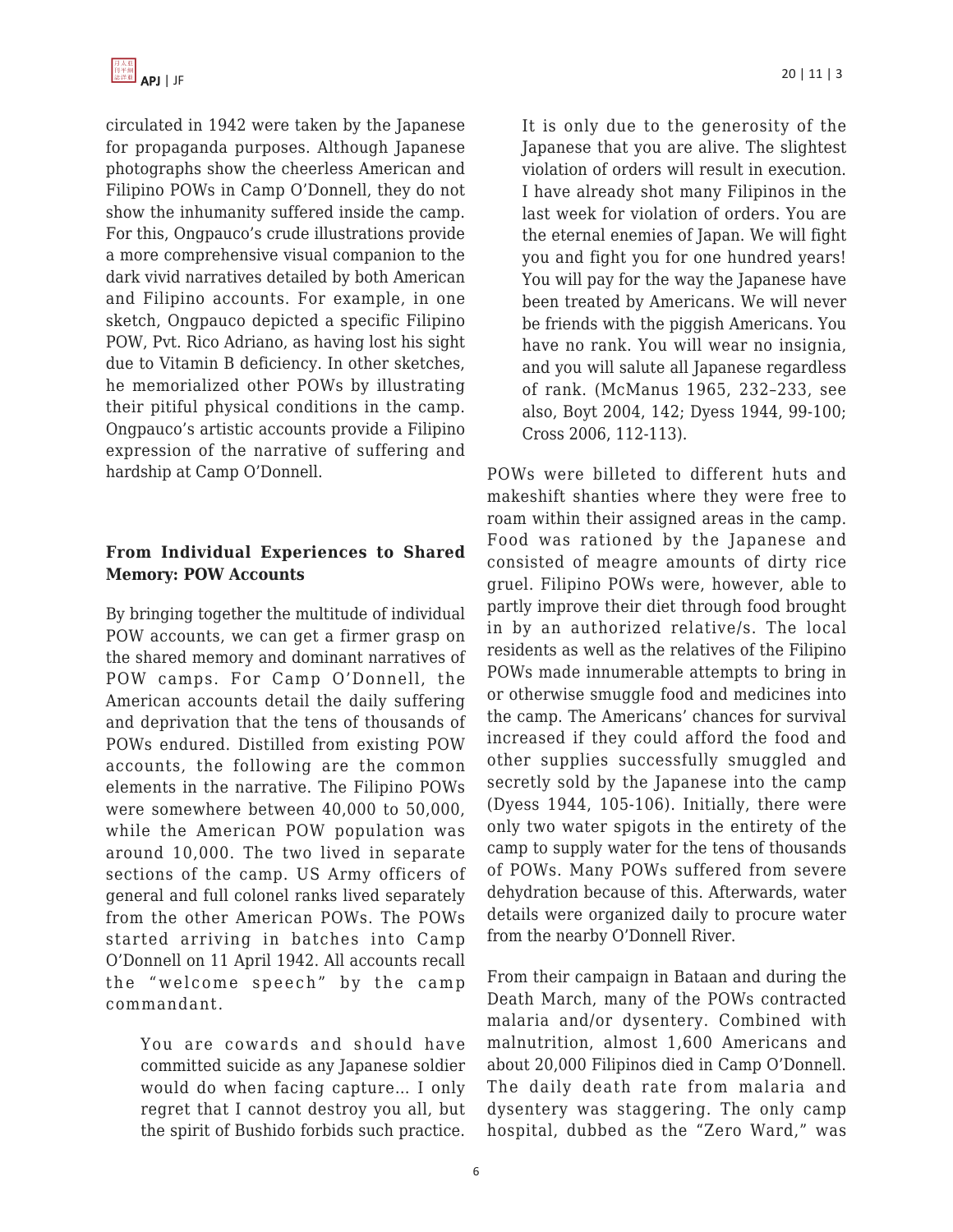circulated in 1942 were taken by the Japanese for propaganda purposes. Although Japanese photographs show the cheerless American and Filipino POWs in Camp O'Donnell, they do not show the inhumanity suffered inside the camp. For this, Ongpauco's crude illustrations provide a more comprehensive visual companion to the dark vivid narratives detailed by both American and Filipino accounts. For example, in one sketch, Ongpauco depicted a specific Filipino POW, Pvt. Rico Adriano, as having lost his sight due to Vitamin B deficiency. In other sketches, he memorialized other POWs by illustrating their pitiful physical conditions in the camp. Ongpauco's artistic accounts provide a Filipino expression of the narrative of suffering and hardship at Camp O'Donnell.

### From Individual Experiences to Shared Memory: POW Accounts

By bringing together the multitude of individual POW accounts, we can get a firmer grasp on the shared memory and dominant narratives of POW camps. For Camp O'Donnell, the American accounts detail the daily suffering and deprivation that the tens of thousands of POWs endured. Distilled from existing POW accounts, the following are the common elements in the narrative. The Filipino POWs were somewhere between 40,000 to 50,000, while the American POW population was around 10,000. The two lived in separate sections of the camp. US Army officers of general and full colonel ranks lived separately from the other American POWs. The POWs started arriving in batches into Camp O'Donnell on 11 April 1942. All accounts recall the "welcome speech" by the camp commandant.

> You are cowards and should have committed suicide as any Japanese soldier would do when facing capture... I only regret that I cannot destroy you all, but the spirit of Bushido forbids such practice. It is only due to the generosity of the Japanese that you are alive. The slightest violation of orders will result in execution. I have already shot many Filipinos in the last week for violation of orders. You are the eternal enemies of Japan. We will fight you and fight you for one hundred years! You will pay for the way the Japanese have been treated by Americans. We will never be friends with the piggish Americans. You have no rank. You will wear no insignia, and you will salute all Japanese regardless of rank. (McManus 1965, 232–233, see also, Boyt 2004, 142; Dyess 1944, 99-100; Cross 2006, 112-113).

POWs were billeted to different huts and makeshift shanties where they were free to roam within their assigned areas in the camp. Food was rationed by the Japanese and consisted of meagre amounts of dirty rice gruel. Filipino POWs were, however, able to partly improve their diet through food brought in by an authorized relative/s. The local residents as well as the relatives of the Filipino POWs made innumerable attempts to bring in or otherwise smuggle food and medicines into the camp. The Americans' chances for survival increased if they could afford the food and other supplies successfully smuggled and secretly sold by the Japanese into the camp (Dyess 1944, 105-106). Initially, there were only two water spigots in the entirety of the camp to supply water for the tens of thousands of POWs. Many POWs suffered from severe dehydration because of this. Afterwards, water details were organized daily to procure water from the nearby O'Donnell River.

From their campaign in Bataan and during the Death March, many of the POWs contracted malaria and/or dysentery. Combined with malnutrition, almost 1,600 Americans and about 20,000 Filipinos died in Camp O'Donnell. The daily death rate from malaria and dysentery was staggering. The only camp hospital, dubbed as the "Zero Ward," was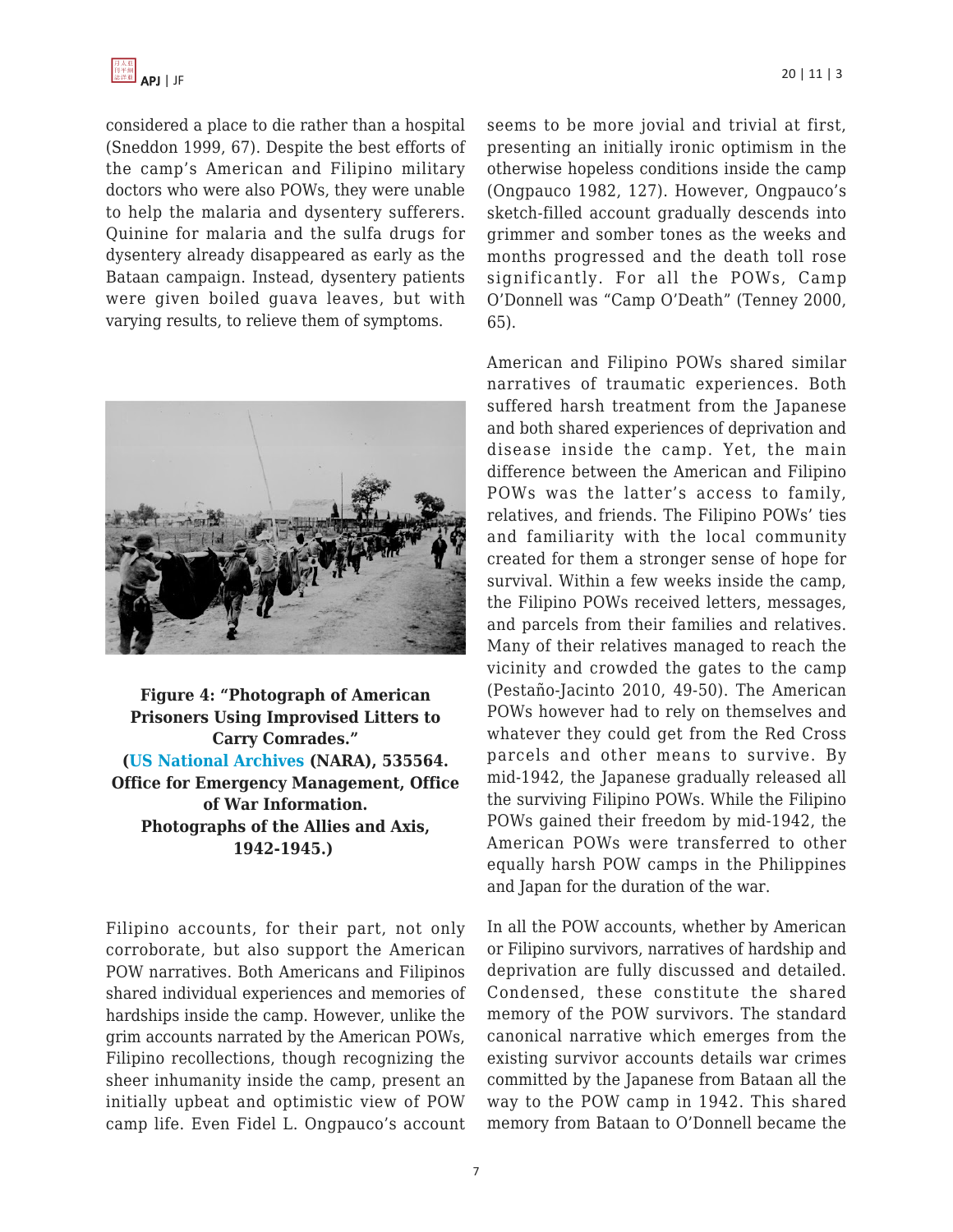considered a place to die rather than a hospital (Sneddon 1999, 67). Despite the best efforts of the camp's American and Filipino military doctors who were also POWs, they were unable to help the malaria and dysentery sufferers. Quinine for malaria and the sulfa drugs for dysentery already disappeared as early as the Bataan campaign. Instead, dysentery patients were given boiled guava leaves, but with varying results, to relieve them of symptoms.

**Figure 4: "Photograph of American Prisoners Using Improvised Litters to Carry Comrades."**
**(US National Archives (NARA), 535564. Office for Emergency Management, Office of War Information.**
**Photographs of the Allies and Axis, 1942-1945.)**

Filipino accounts, for their part, not only corroborate, but also support the American POW narratives. Both Americans and Filipinos shared individual experiences and memories of hardships inside the camp. However, unlike the grim accounts narrated by the American POWs, Filipino recollections, though recognizing the sheer inhumanity inside the camp, present an initially upbeat and optimistic view of POW camp life. Even Fidel L. Ongpauco's account seems to be more jovial and trivial at first, presenting an initially ironic optimism in the otherwise hopeless conditions inside the camp (Ongpauco 1982, 127). However, Ongpauco's sketch-filled account gradually descends into grimmer and somber tones as the weeks and months progressed and the death toll rose significantly. For all the POWs, Camp O'Donnell was "Camp O'Death" (Tenney 2000, 65).

American and Filipino POWs shared similar narratives of traumatic experiences. Both suffered harsh treatment from the Japanese and both shared experiences of deprivation and disease inside the camp. Yet, the main difference between the American and Filipino POWs was the latter's access to family, relatives, and friends. The Filipino POWs' ties and familiarity with the local community created for them a stronger sense of hope for survival. Within a few weeks inside the camp, the Filipino POWs received letters, messages, and parcels from their families and relatives. Many of their relatives managed to reach the vicinity and crowded the gates to the camp (Pestaño-Jacinto 2010, 49-50). The American POWs however had to rely on themselves and whatever they could get from the Red Cross parcels and other means to survive. By mid-1942, the Japanese gradually released all the surviving Filipino POWs. While the Filipino POWs gained their freedom by mid-1942, the American POWs were transferred to other equally harsh POW camps in the Philippines and Japan for the duration of the war.

In all the POW accounts, whether by American or Filipino survivors, narratives of hardship and deprivation are fully discussed and detailed. Condensed, these constitute the shared memory of the POW survivors. The standard canonical narrative which emerges from the existing survivor accounts details war crimes committed by the Japanese from Bataan all the way to the POW camp in 1942. This shared memory from Bataan to O'Donnell became the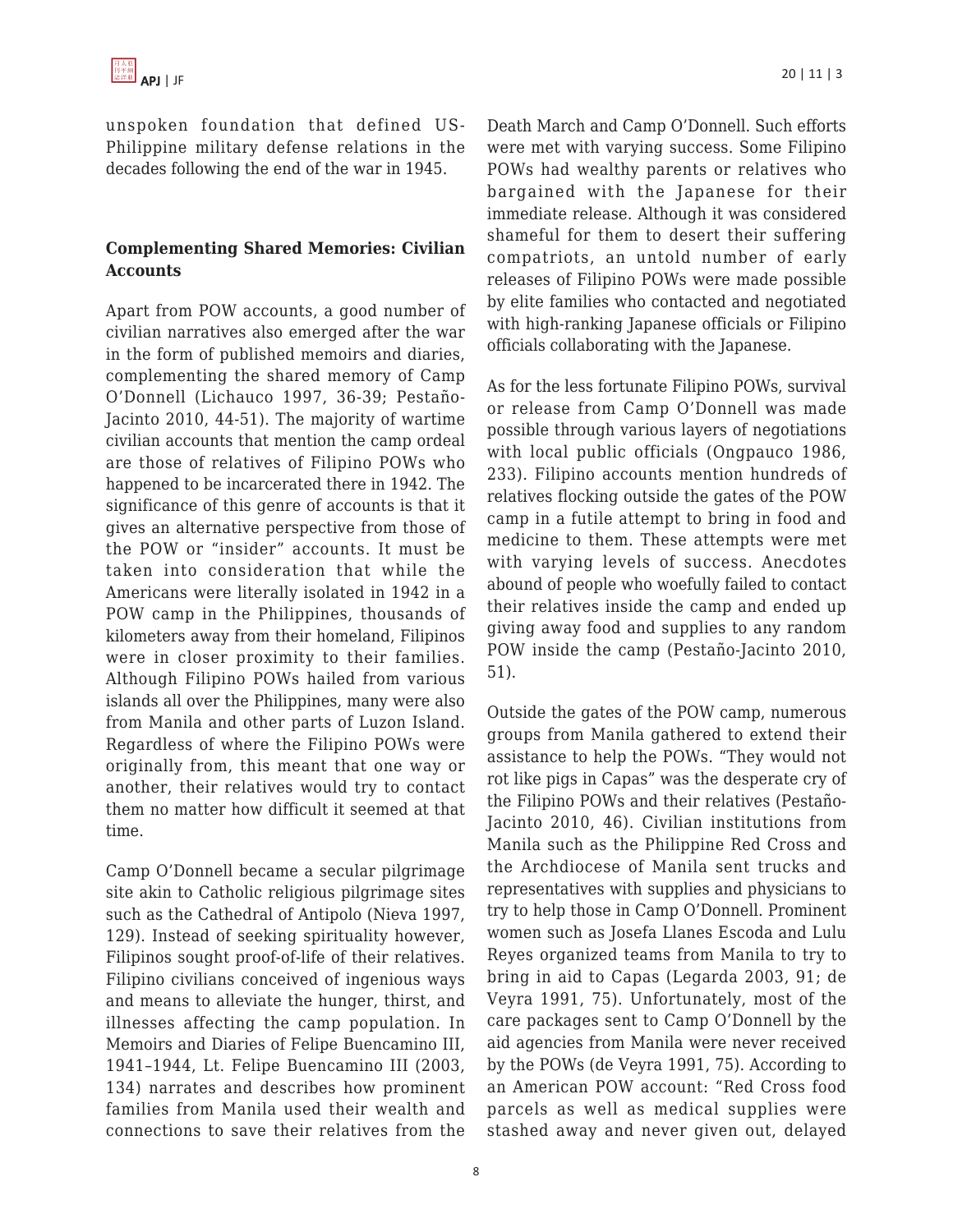unspoken foundation that defined US-Philippine military defense relations in the decades following the end of the war in 1945.

**Complementing Shared Memories: Civilian Accounts**

Apart from POW accounts, a good number of civilian narratives also emerged after the war in the form of published memoirs and diaries, complementing the shared memory of Camp O'Donnell (Lichauco 1997, 36-39; Pestaño-Jacinto 2010, 44-51). The majority of wartime civilian accounts that mention the camp ordeal are those of relatives of Filipino POWs who happened to be incarcerated there in 1942. The significance of this genre of accounts is that it gives an alternative perspective from those of the POW or "insider" accounts. It must be taken into consideration that while the Americans were literally isolated in 1942 in a POW camp in the Philippines, thousands of kilometers away from their homeland, Filipinos were in closer proximity to their families. Although Filipino POWs hailed from various islands all over the Philippines, many were also from Manila and other parts of Luzon Island. Regardless of where the Filipino POWs were originally from, this meant that one way or another, their relatives would try to contact them no matter how difficult it seemed at that time.

Camp O'Donnell became a secular pilgrimage site akin to Catholic religious pilgrimage sites such as the Cathedral of Antipolo (Nieva 1997, 129). Instead of seeking spirituality however, Filipinos sought proof-of-life of their relatives. Filipino civilians conceived of ingenious ways and means to alleviate the hunger, thirst, and illnesses affecting the camp population. In Memoirs and Diaries of Felipe Buencamino III, 1941–1944, Lt. Felipe Buencamino III (2003, 134) narrates and describes how prominent families from Manila used their wealth and connections to save their relatives from the Death March and Camp O'Donnell. Such efforts were met with varying success. Some Filipino POWs had wealthy parents or relatives who bargained with the Japanese for their immediate release. Although it was considered shameful for them to desert their suffering compatriots, an untold number of early releases of Filipino POWs were made possible by elite families who contacted and negotiated with high-ranking Japanese officials or Filipino officials collaborating with the Japanese.

As for the less fortunate Filipino POWs, survival or release from Camp O'Donnell was made possible through various layers of negotiations with local public officials (Ongpauco 1986, 233). Filipino accounts mention hundreds of relatives flocking outside the gates of the POW camp in a futile attempt to bring in food and medicine to them. These attempts were met with varying levels of success. Anecdotes abound of people who woefully failed to contact their relatives inside the camp and ended up giving away food and supplies to any random POW inside the camp (Pestaño-Jacinto 2010, 51).

Outside the gates of the POW camp, numerous groups from Manila gathered to extend their assistance to help the POWs. "They would not rot like pigs in Capas" was the desperate cry of the Filipino POWs and their relatives (Pestaño-Jacinto 2010, 46). Civilian institutions from Manila such as the Philippine Red Cross and the Archdiocese of Manila sent trucks and representatives with supplies and physicians to try to help those in Camp O'Donnell. Prominent women such as Josefa Llanes Escoda and Lulu Reyes organized teams from Manila to try to bring in aid to Capas (Legarda 2003, 91; de Veyra 1991, 75). Unfortunately, most of the care packages sent to Camp O'Donnell by the aid agencies from Manila were never received by the POWs (de Veyra 1991, 75). According to an American POW account: "Red Cross food parcels as well as medical supplies were stashed away and never given out, delayed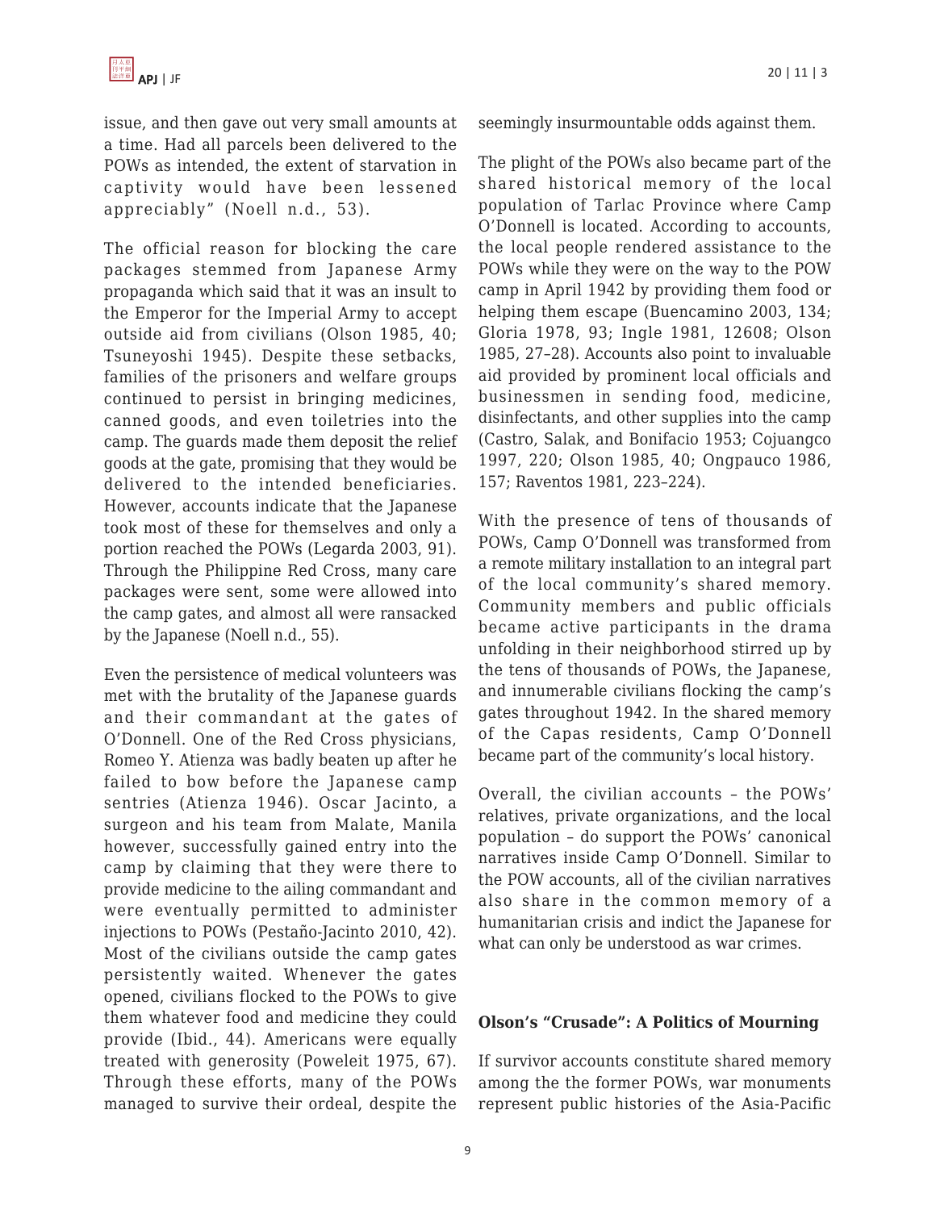issue, and then gave out very small amounts at a time. Had all parcels been delivered to the POWs as intended, the extent of starvation in captivity would have been lessened appreciably" (Noell n.d., 53).

The official reason for blocking the care packages stemmed from Japanese Army propaganda which said that it was an insult to the Emperor for the Imperial Army to accept outside aid from civilians (Olson 1985, 40; Tsuneyoshi 1945). Despite these setbacks, families of the prisoners and welfare groups continued to persist in bringing medicines, canned goods, and even toiletries into the camp. The guards made them deposit the relief goods at the gate, promising that they would be delivered to the intended beneficiaries. However, accounts indicate that the Japanese took most of these for themselves and only a portion reached the POWs (Legarda 2003, 91). Through the Philippine Red Cross, many care packages were sent, some were allowed into the camp gates, and almost all were ransacked by the Japanese (Noell n.d., 55).

Even the persistence of medical volunteers was met with the brutality of the Japanese guards and their commandant at the gates of O'Donnell. One of the Red Cross physicians, Romeo Y. Atienza was badly beaten up after he failed to bow before the Japanese camp sentries (Atienza 1946). Oscar Jacinto, a surgeon and his team from Malate, Manila however, successfully gained entry into the camp by claiming that they were there to provide medicine to the ailing commandant and were eventually permitted to administer injections to POWs (Pestaño-Jacinto 2010, 42). Most of the civilians outside the camp gates persistently waited. Whenever the gates opened, civilians flocked to the POWs to give them whatever food and medicine they could provide (Ibid., 44). Americans were equally treated with generosity (Poweleit 1975, 67). Through these efforts, many of the POWs managed to survive their ordeal, despite the seemingly insurmountable odds against them.

The plight of the POWs also became part of the shared historical memory of the local population of Tarlac Province where Camp O'Donnell is located. According to accounts, the local people rendered assistance to the POWs while they were on the way to the POW camp in April 1942 by providing them food or helping them escape (Buencamino 2003, 134; Gloria 1978, 93; Ingle 1981, 12608; Olson 1985, 27–28). Accounts also point to invaluable aid provided by prominent local officials and businessmen in sending food, medicine, disinfectants, and other supplies into the camp (Castro, Salak, and Bonifacio 1953; Cojuangco 1997, 220; Olson 1985, 40; Ongpauco 1986, 157; Raventos 1981, 223–224).

With the presence of tens of thousands of POWs, Camp O'Donnell was transformed from a remote military installation to an integral part of the local community's shared memory. Community members and public officials became active participants in the drama unfolding in their neighborhood stirred up by the tens of thousands of POWs, the Japanese, and innumerable civilians flocking the camp's gates throughout 1942. In the shared memory of the Capas residents, Camp O'Donnell became part of the community's local history.

Overall, the civilian accounts – the POWs' relatives, private organizations, and the local population – do support the POWs' canonical narratives inside Camp O'Donnell. Similar to the POW accounts, all of the civilian narratives also share in the common memory of a humanitarian crisis and indict the Japanese for what can only be understood as war crimes.

## Olson's "Crusade": A Politics of Mourning

If survivor accounts constitute shared memory among the the former POWs, war monuments represent public histories of the Asia-Pacific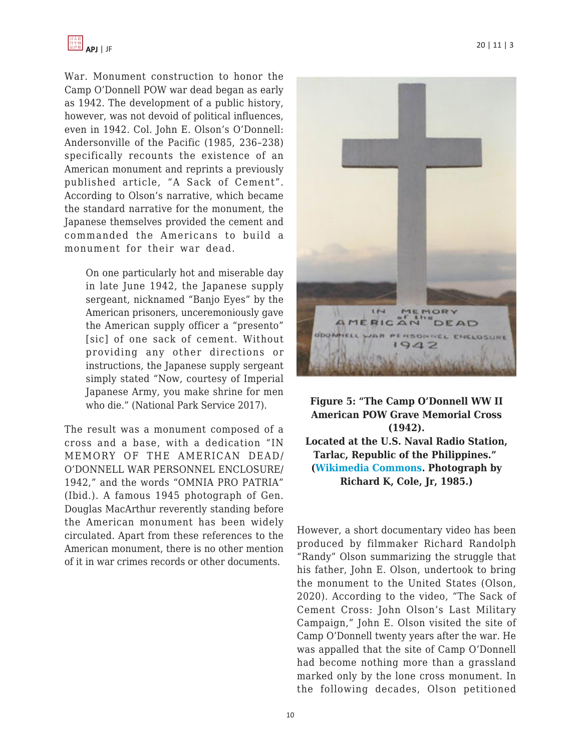War. Monument construction to honor the Camp O'Donnell POW war dead began as early as 1942. The development of a public history, however, was not devoid of political influences, even in 1942. Col. John E. Olson's O'Donnell: Andersonville of the Pacific (1985, 236–238) specifically recounts the existence of an American monument and reprints a previously published article, "A Sack of Cement". According to Olson's narrative, which became the standard narrative for the monument, the Japanese themselves provided the cement and commanded the Americans to build a monument for their war dead.

> On one particularly hot and miserable day in late June 1942, the Japanese supply sergeant, nicknamed "Banjo Eyes" by the American prisoners, unceremoniously gave the American supply officer a "presento" [sic] of one sack of cement. Without providing any other directions or instructions, the Japanese supply sergeant simply stated "Now, courtesy of Imperial Japanese Army, you make shrine for men who die." (National Park Service 2017).

The result was a monument composed of a cross and a base, with a dedication "IN MEMORY OF THE AMERICAN DEAD/ O'DONNELL WAR PERSONNEL ENCLOSURE/ 1942," and the words "OMNIA PRO PATRIA" (Ibid.). A famous 1945 photograph of Gen. Douglas MacArthur reverently standing before the American monument has been widely circulated. Apart from these references to the American monument, there is no other mention of it in war crimes records or other documents.

**Figure 5: "The Camp O'Donnell WW II American POW Grave Memorial Cross (1942). Located at the U.S. Naval Radio Station, Tarlac, Republic of the Philippines." (Wikimedia Commons. Photograph by Richard K, Cole, Jr, 1985.)**

However, a short documentary video has been produced by filmmaker Richard Randolph "Randy" Olson summarizing the struggle that his father, John E. Olson, undertook to bring the monument to the United States (Olson, 2020). According to the video, "The Sack of Cement Cross: John Olson's Last Military Campaign," John E. Olson visited the site of Camp O'Donnell twenty years after the war. He was appalled that the site of Camp O'Donnell had become nothing more than a grassland marked only by the lone cross monument. In the following decades, Olson petitioned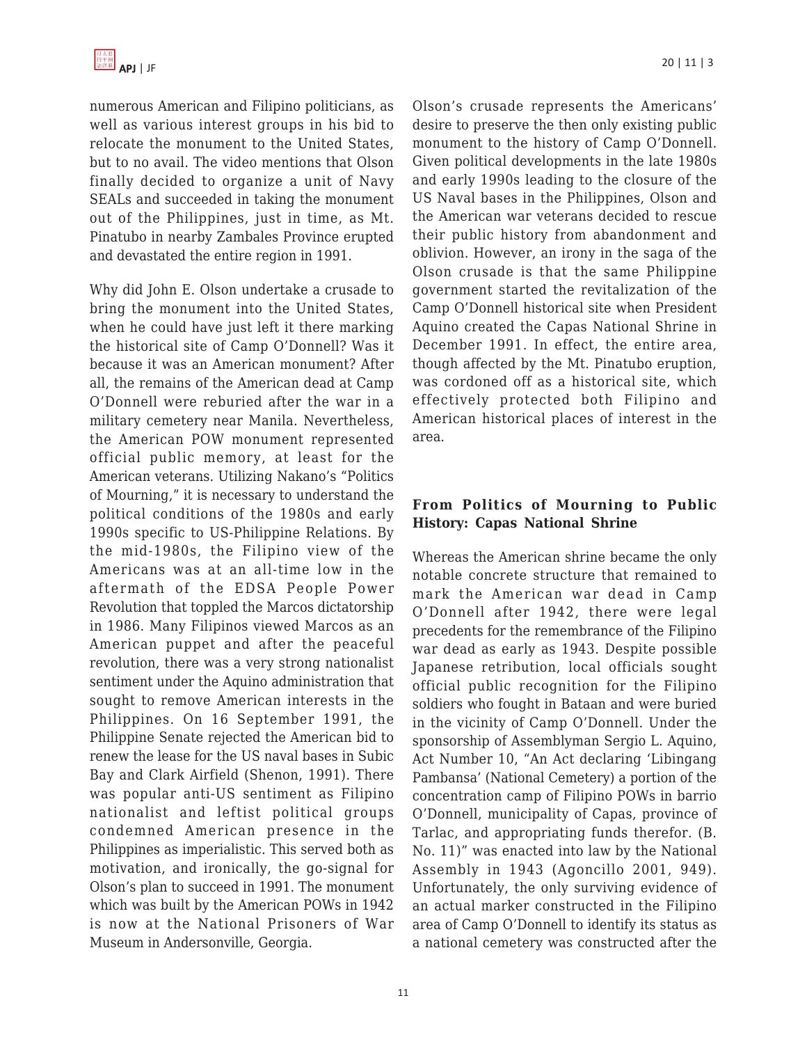numerous American and Filipino politicians, as well as various interest groups in his bid to relocate the monument to the United States, but to no avail. The video mentions that Olson finally decided to organize a unit of Navy SEALs and succeeded in taking the monument out of the Philippines, just in time, as Mt. Pinatubo in nearby Zambales Province erupted and devastated the entire region in 1991.

Why did John E. Olson undertake a crusade to bring the monument into the United States, when he could have just left it there marking the historical site of Camp O'Donnell? Was it because it was an American monument? After all, the remains of the American dead at Camp O'Donnell were reburied after the war in a military cemetery near Manila. Nevertheless, the American POW monument represented official public memory, at least for the American veterans. Utilizing Nakano's "Politics of Mourning," it is necessary to understand the political conditions of the 1980s and early 1990s specific to US-Philippine Relations. By the mid-1980s, the Filipino view of the Americans was at an all-time low in the aftermath of the EDSA People Power Revolution that toppled the Marcos dictatorship in 1986. Many Filipinos viewed Marcos as an American puppet and after the peaceful revolution, there was a very strong nationalist sentiment under the Aquino administration that sought to remove American interests in the Philippines. On 16 September 1991, the Philippine Senate rejected the American bid to renew the lease for the US naval bases in Subic Bay and Clark Airfield (Shenon, 1991). There was popular anti-US sentiment as Filipino nationalist and leftist political groups condemned American presence in the Philippines as imperialistic. This served both as motivation, and ironically, the go-signal for Olson's plan to succeed in 1991. The monument which was built by the American POWs in 1942 is now at the National Prisoners of War Museum in Andersonville, Georgia.

Olson's crusade represents the Americans' desire to preserve the then only existing public monument to the history of Camp O'Donnell. Given political developments in the late 1980s and early 1990s leading to the closure of the US Naval bases in the Philippines, Olson and the American war veterans decided to rescue their public history from abandonment and oblivion. However, an irony in the saga of the Olson crusade is that the same Philippine government started the revitalization of the Camp O'Donnell historical site when President Aquino created the Capas National Shrine in December 1991. In effect, the entire area, though affected by the Mt. Pinatubo eruption, was cordoned off as a historical site, which effectively protected both Filipino and American historical places of interest in the area.

## From Politics of Mourning to Public History: Capas National Shrine

Whereas the American shrine became the only notable concrete structure that remained to mark the American war dead in Camp O'Donnell after 1942, there were legal precedents for the remembrance of the Filipino war dead as early as 1943. Despite possible Japanese retribution, local officials sought official public recognition for the Filipino soldiers who fought in Bataan and were buried in the vicinity of Camp O'Donnell. Under the sponsorship of Assemblyman Sergio L. Aquino, Act Number 10, "An Act declaring 'Libingang Pambansa' (National Cemetery) a portion of the concentration camp of Filipino POWs in barrio O'Donnell, municipality of Capas, province of Tarlac, and appropriating funds therefor. (B. No. 11)" was enacted into law by the National Assembly in 1943 (Agoncillo 2001, 949). Unfortunately, the only surviving evidence of an actual marker constructed in the Filipino area of Camp O'Donnell to identify its status as a national cemetery was constructed after the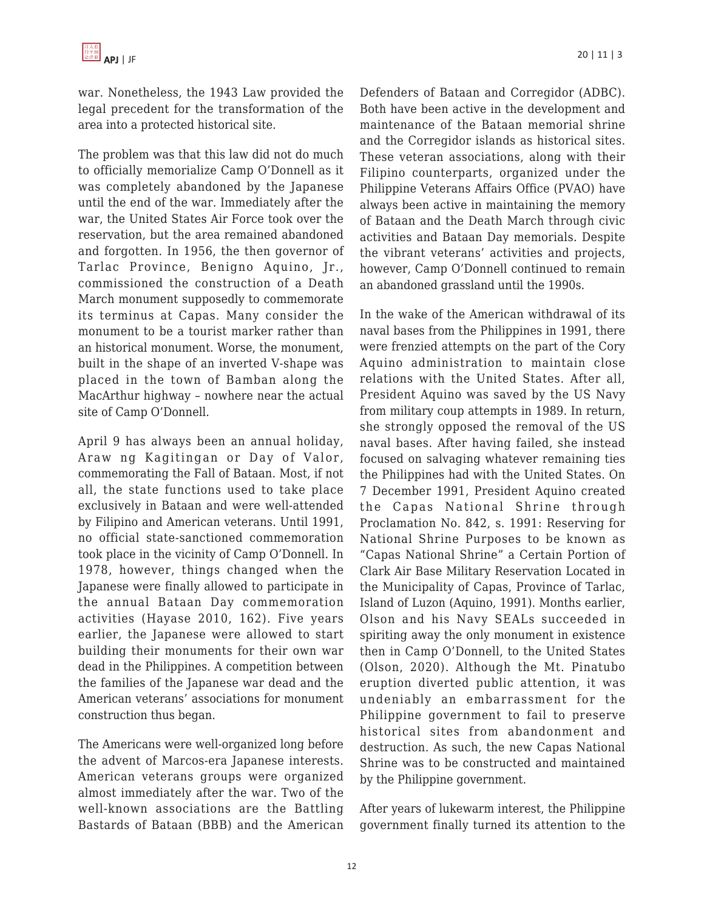war. Nonetheless, the 1943 Law provided the legal precedent for the transformation of the area into a protected historical site.

The problem was that this law did not do much to officially memorialize Camp O'Donnell as it was completely abandoned by the Japanese until the end of the war. Immediately after the war, the United States Air Force took over the reservation, but the area remained abandoned and forgotten. In 1956, the then governor of Tarlac Province, Benigno Aquino, Jr., commissioned the construction of a Death March monument supposedly to commemorate its terminus at Capas. Many consider the monument to be a tourist marker rather than an historical monument. Worse, the monument, built in the shape of an inverted V-shape was placed in the town of Bamban along the MacArthur highway – nowhere near the actual site of Camp O'Donnell.

April 9 has always been an annual holiday, Araw ng Kagitingan or Day of Valor, commemorating the Fall of Bataan. Most, if not all, the state functions used to take place exclusively in Bataan and were well-attended by Filipino and American veterans. Until 1991, no official state-sanctioned commemoration took place in the vicinity of Camp O'Donnell. In 1978, however, things changed when the Japanese were finally allowed to participate in the annual Bataan Day commemoration activities (Hayase 2010, 162). Five years earlier, the Japanese were allowed to start building their monuments for their own war dead in the Philippines. A competition between the families of the Japanese war dead and the American veterans' associations for monument construction thus began.

The Americans were well-organized long before the advent of Marcos-era Japanese interests. American veterans groups were organized almost immediately after the war. Two of the well-known associations are the Battling Bastards of Bataan (BBB) and the American Defenders of Bataan and Corregidor (ADBC). Both have been active in the development and maintenance of the Bataan memorial shrine and the Corregidor islands as historical sites. These veteran associations, along with their Filipino counterparts, organized under the Philippine Veterans Affairs Office (PVAO) have always been active in maintaining the memory of Bataan and the Death March through civic activities and Bataan Day memorials. Despite the vibrant veterans' activities and projects, however, Camp O'Donnell continued to remain an abandoned grassland until the 1990s.

In the wake of the American withdrawal of its naval bases from the Philippines in 1991, there were frenzied attempts on the part of the Cory Aquino administration to maintain close relations with the United States. After all, President Aquino was saved by the US Navy from military coup attempts in 1989. In return, she strongly opposed the removal of the US naval bases. After having failed, she instead focused on salvaging whatever remaining ties the Philippines had with the United States. On 7 December 1991, President Aquino created the Capas National Shrine through Proclamation No. 842, s. 1991: Reserving for National Shrine Purposes to be known as "Capas National Shrine" a Certain Portion of Clark Air Base Military Reservation Located in the Municipality of Capas, Province of Tarlac, Island of Luzon (Aquino, 1991). Months earlier, Olson and his Navy SEALs succeeded in spiriting away the only monument in existence then in Camp O'Donnell, to the United States (Olson, 2020). Although the Mt. Pinatubo eruption diverted public attention, it was undeniably an embarrassment for the Philippine government to fail to preserve historical sites from abandonment and destruction. As such, the new Capas National Shrine was to be constructed and maintained by the Philippine government.

After years of lukewarm interest, the Philippine government finally turned its attention to the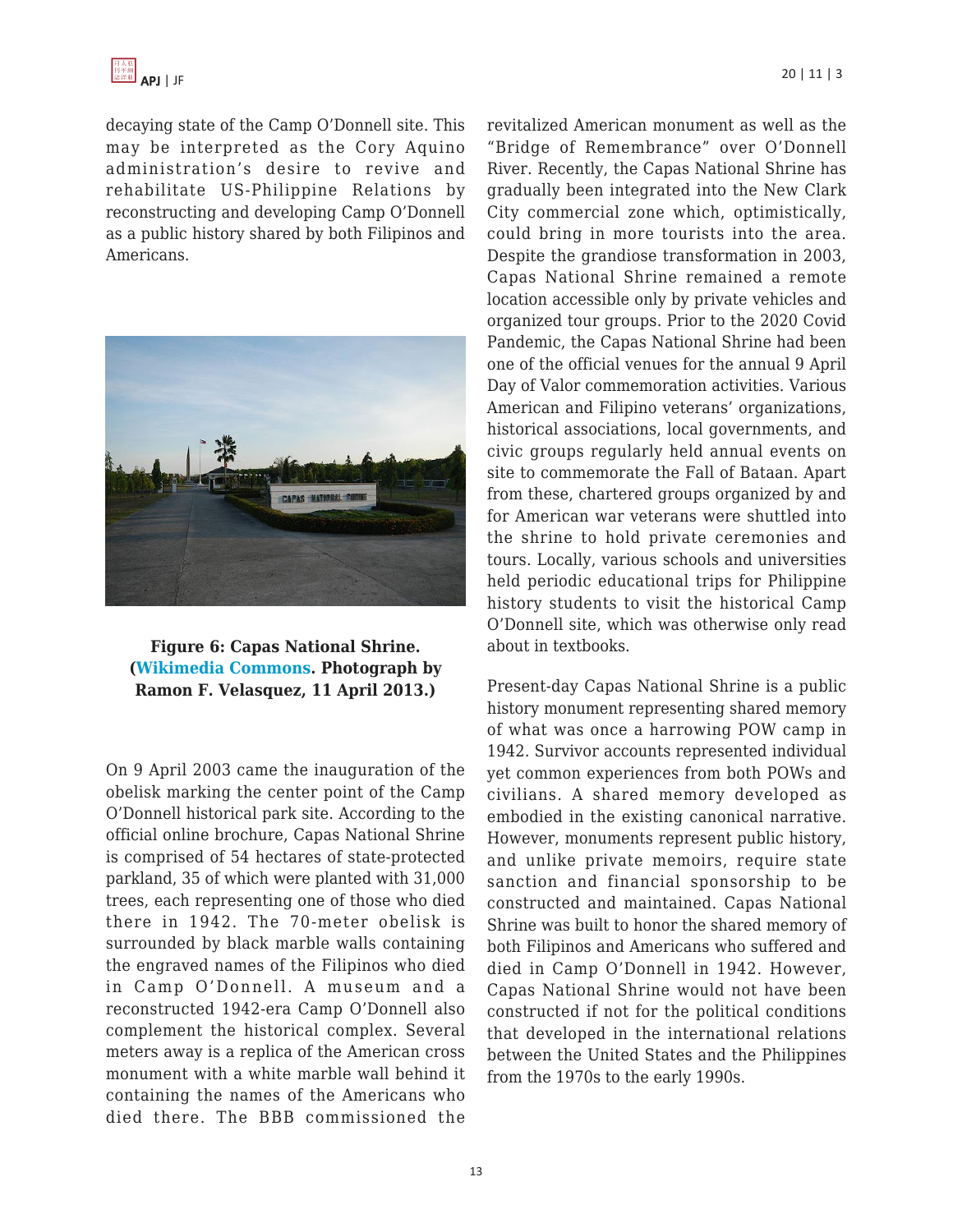decaying state of the Camp O'Donnell site. This may be interpreted as the Cory Aquino administration's desire to revive and rehabilitate US-Philippine Relations by reconstructing and developing Camp O'Donnell as a public history shared by both Filipinos and Americans.

**Figure 6: Capas National Shrine. (Wikimedia Commons. Photograph by Ramon F. Velasquez, 11 April 2013.)**

On 9 April 2003 came the inauguration of the obelisk marking the center point of the Camp O'Donnell historical park site. According to the official online brochure, Capas National Shrine is comprised of 54 hectares of state-protected parkland, 35 of which were planted with 31,000 trees, each representing one of those who died there in 1942. The 70-meter obelisk is surrounded by black marble walls containing the engraved names of the Filipinos who died in Camp O'Donnell. A museum and a reconstructed 1942-era Camp O'Donnell also complement the historical complex. Several meters away is a replica of the American cross monument with a white marble wall behind it containing the names of the Americans who died there. The BBB commissioned the revitalized American monument as well as the "Bridge of Remembrance" over O'Donnell River. Recently, the Capas National Shrine has gradually been integrated into the New Clark City commercial zone which, optimistically, could bring in more tourists into the area. Despite the grandiose transformation in 2003, Capas National Shrine remained a remote location accessible only by private vehicles and organized tour groups. Prior to the 2020 Covid Pandemic, the Capas National Shrine had been one of the official venues for the annual 9 April Day of Valor commemoration activities. Various American and Filipino veterans' organizations, historical associations, local governments, and civic groups regularly held annual events on site to commemorate the Fall of Bataan. Apart from these, chartered groups organized by and for American war veterans were shuttled into the shrine to hold private ceremonies and tours. Locally, various schools and universities held periodic educational trips for Philippine history students to visit the historical Camp O'Donnell site, which was otherwise only read about in textbooks.

Present-day Capas National Shrine is a public history monument representing shared memory of what was once a harrowing POW camp in 1942. Survivor accounts represented individual yet common experiences from both POWs and civilians. A shared memory developed as embodied in the existing canonical narrative. However, monuments represent public history, and unlike private memoirs, require state sanction and financial sponsorship to be constructed and maintained. Capas National Shrine was built to honor the shared memory of both Filipinos and Americans who suffered and died in Camp O'Donnell in 1942. However, Capas National Shrine would not have been constructed if not for the political conditions that developed in the international relations between the United States and the Philippines from the 1970s to the early 1990s.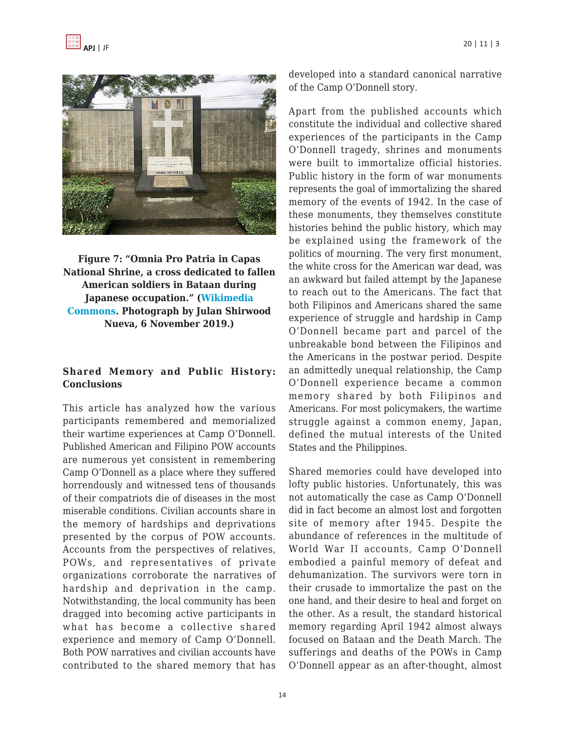**Figure 7: "Omnia Pro Patria in Capas National Shrine, a cross dedicated to fallen American soldiers in Bataan during Japanese occupation." (Wikimedia Commons. Photograph by Julan Shirwood Nueva, 6 November 2019.)**

## Shared Memory and Public History: Conclusions

This article has analyzed how the various participants remembered and memorialized their wartime experiences at Camp O'Donnell. Published American and Filipino POW accounts are numerous yet consistent in remembering Camp O'Donnell as a place where they suffered horrendously and witnessed tens of thousands of their compatriots die of diseases in the most miserable conditions. Civilian accounts share in the memory of hardships and deprivations presented by the corpus of POW accounts. Accounts from the perspectives of relatives, POWs, and representatives of private organizations corroborate the narratives of hardship and deprivation in the camp. Notwithstanding, the local community has been dragged into becoming active participants in what has become a collective shared experience and memory of Camp O'Donnell. Both POW narratives and civilian accounts have contributed to the shared memory that has developed into a standard canonical narrative of the Camp O'Donnell story.

Apart from the published accounts which constitute the individual and collective shared experiences of the participants in the Camp O'Donnell tragedy, shrines and monuments were built to immortalize official histories. Public history in the form of war monuments represents the goal of immortalizing the shared memory of the events of 1942. In the case of these monuments, they themselves constitute histories behind the public history, which may be explained using the framework of the politics of mourning. The very first monument, the white cross for the American war dead, was an awkward but failed attempt by the Japanese to reach out to the Americans. The fact that both Filipinos and Americans shared the same experience of struggle and hardship in Camp O'Donnell became part and parcel of the unbreakable bond between the Filipinos and the Americans in the postwar period. Despite an admittedly unequal relationship, the Camp O'Donnell experience became a common memory shared by both Filipinos and Americans. For most policymakers, the wartime struggle against a common enemy, Japan, defined the mutual interests of the United States and the Philippines.

Shared memories could have developed into lofty public histories. Unfortunately, this was not automatically the case as Camp O'Donnell did in fact become an almost lost and forgotten site of memory after 1945. Despite the abundance of references in the multitude of World War II accounts, Camp O'Donnell embodied a painful memory of defeat and dehumanization. The survivors were torn in their crusade to immortalize the past on the one hand, and their desire to heal and forget on the other. As a result, the standard historical memory regarding April 1942 almost always focused on Bataan and the Death March. The sufferings and deaths of the POWs in Camp O'Donnell appear as an after-thought, almost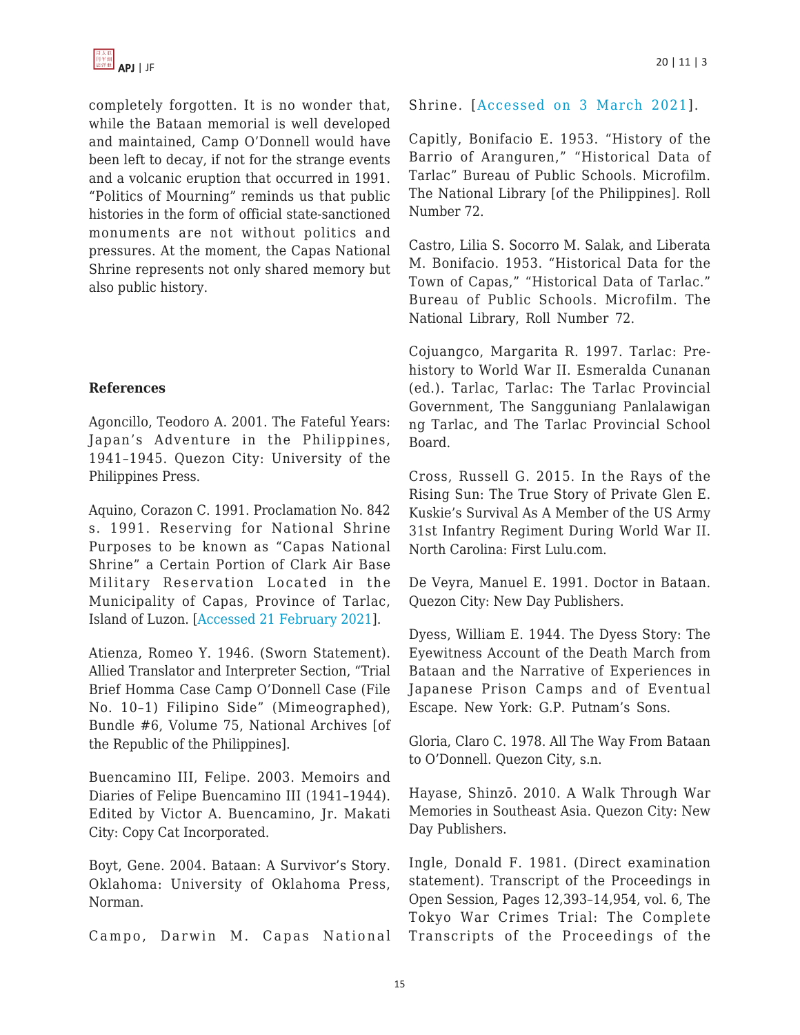completely forgotten. It is no wonder that, while the Bataan memorial is well developed and maintained, Camp O'Donnell would have been left to decay, if not for the strange events and a volcanic eruption that occurred in 1991. "Politics of Mourning" reminds us that public histories in the form of official state-sanctioned monuments are not without politics and pressures. At the moment, the Capas National Shrine represents not only shared memory but also public history.

**References**

Agoncillo, Teodoro A. 2001. The Fateful Years: Japan's Adventure in the Philippines, 1941–1945. Quezon City: University of the Philippines Press.

Aquino, Corazon C. 1991. Proclamation No. 842 s. 1991. Reserving for National Shrine Purposes to be known as "Capas National Shrine" a Certain Portion of Clark Air Base Military Reservation Located in the Municipality of Capas, Province of Tarlac, Island of Luzon. [Accessed 21 February 2021].

Atienza, Romeo Y. 1946. (Sworn Statement). Allied Translator and Interpreter Section, "Trial Brief Homma Case Camp O'Donnell Case (File No. 10–1) Filipino Side" (Mimeographed), Bundle #6, Volume 75, National Archives [of the Republic of the Philippines].

Buencamino III, Felipe. 2003. Memoirs and Diaries of Felipe Buencamino III (1941–1944). Edited by Victor A. Buencamino, Jr. Makati City: Copy Cat Incorporated.

Boyt, Gene. 2004. Bataan: A Survivor's Story. Oklahoma: University of Oklahoma Press, Norman.

Campo, Darwin M. Capas National Shrine. [Accessed on 3 March 2021].

Capitly, Bonifacio E. 1953. "History of the Barrio of Aranguren," "Historical Data of Tarlac" Bureau of Public Schools. Microfilm. The National Library [of the Philippines]. Roll Number 72.

Castro, Lilia S. Socorro M. Salak, and Liberata M. Bonifacio. 1953. "Historical Data for the Town of Capas," "Historical Data of Tarlac." Bureau of Public Schools. Microfilm. The National Library, Roll Number 72.

Cojuangco, Margarita R. 1997. Tarlac: Prehistory to World War II. Esmeralda Cunanan (ed.). Tarlac, Tarlac: The Tarlac Provincial Government, The Sangguniang Panlalawigan ng Tarlac, and The Tarlac Provincial School Board.

Cross, Russell G. 2015. In the Rays of the Rising Sun: The True Story of Private Glen E. Kuskie's Survival As A Member of the US Army 31st Infantry Regiment During World War II. North Carolina: First Lulu.com.

De Veyra, Manuel E. 1991. Doctor in Bataan. Quezon City: New Day Publishers.

Dyess, William E. 1944. The Dyess Story: The Eyewitness Account of the Death March from Bataan and the Narrative of Experiences in Japanese Prison Camps and of Eventual Escape. New York: G.P. Putnam's Sons.

Gloria, Claro C. 1978. All The Way From Bataan to O'Donnell. Quezon City, s.n.

Hayase, Shinzō. 2010. A Walk Through War Memories in Southeast Asia. Quezon City: New Day Publishers.

Ingle, Donald F. 1981. (Direct examination statement). Transcript of the Proceedings in Open Session, Pages 12,393–14,954, vol. 6, The Tokyo War Crimes Trial: The Complete Transcripts of the Proceedings of the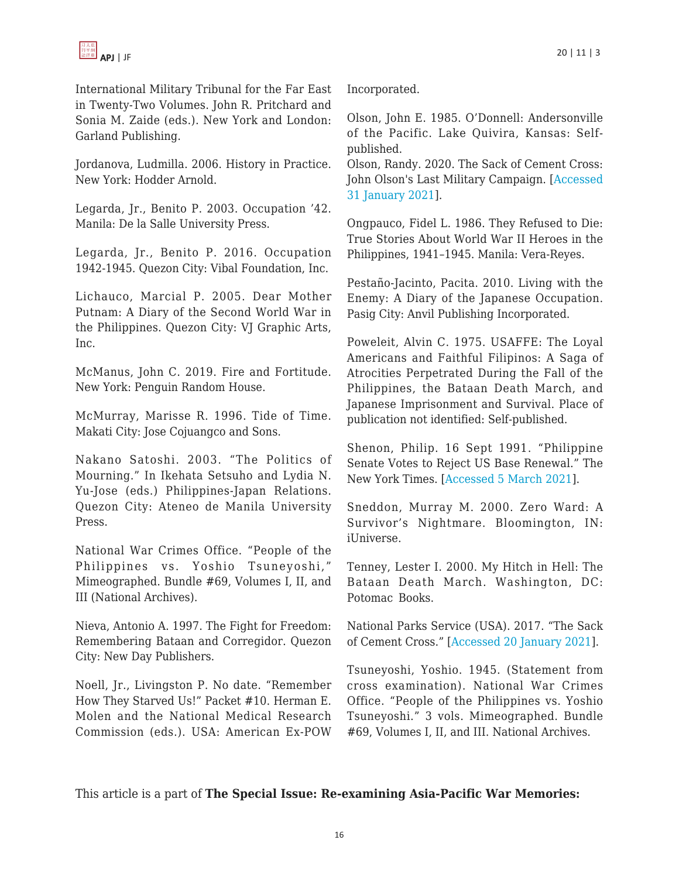International Military Tribunal for the Far East in Twenty-Two Volumes. John R. Pritchard and Sonia M. Zaide (eds.). New York and London: Garland Publishing.

Jordanova, Ludmilla. 2006. History in Practice. New York: Hodder Arnold.

Legarda, Jr., Benito P. 2003. Occupation '42. Manila: De la Salle University Press.

Legarda, Jr., Benito P. 2016. Occupation 1942-1945. Quezon City: Vibal Foundation, Inc.

Lichauco, Marcial P. 2005. Dear Mother Putnam: A Diary of the Second World War in the Philippines. Quezon City: VJ Graphic Arts, Inc.

McManus, John C. 2019. Fire and Fortitude. New York: Penguin Random House.

McMurray, Marisse R. 1996. Tide of Time. Makati City: Jose Cojuangco and Sons.

Nakano Satoshi. 2003. "The Politics of Mourning." In Ikehata Setsuho and Lydia N. Yu-Jose (eds.) Philippines-Japan Relations. Quezon City: Ateneo de Manila University Press.

National War Crimes Office. "People of the Philippines vs. Yoshio Tsuneyoshi," Mimeographed. Bundle #69, Volumes I, II, and III (National Archives).

Nieva, Antonio A. 1997. The Fight for Freedom: Remembering Bataan and Corregidor. Quezon City: New Day Publishers.

Noell, Jr., Livingston P. No date. "Remember How They Starved Us!" Packet #10. Herman E. Molen and the National Medical Research Commission (eds.). USA: American Ex-POW Incorporated.

Olson, John E. 1985. O'Donnell: Andersonville of the Pacific. Lake Quivira, Kansas: Self-published.

Olson, Randy. 2020. The Sack of Cement Cross: John Olson's Last Military Campaign. [Accessed 31 January 2021].

Ongpauco, Fidel L. 1986. They Refused to Die: True Stories About World War II Heroes in the Philippines, 1941–1945. Manila: Vera-Reyes.

Pestaño-Jacinto, Pacita. 2010. Living with the Enemy: A Diary of the Japanese Occupation. Pasig City: Anvil Publishing Incorporated.

Poweleit, Alvin C. 1975. USAFFE: The Loyal Americans and Faithful Filipinos: A Saga of Atrocities Perpetrated During the Fall of the Philippines, the Bataan Death March, and Japanese Imprisonment and Survival. Place of publication not identified: Self-published.

Shenon, Philip. 16 Sept 1991. "Philippine Senate Votes to Reject US Base Renewal." The New York Times. [Accessed 5 March 2021].

Sneddon, Murray M. 2000. Zero Ward: A Survivor's Nightmare. Bloomington, IN: iUniverse.

Tenney, Lester I. 2000. My Hitch in Hell: The Bataan Death March. Washington, DC: Potomac Books.

National Parks Service (USA). 2017. "The Sack of Cement Cross." [Accessed 20 January 2021].

Tsuneyoshi, Yoshio. 1945. (Statement from cross examination). National War Crimes Office. "People of the Philippines vs. Yoshio Tsuneyoshi." 3 vols. Mimeographed. Bundle #69, Volumes I, II, and III. National Archives.

This article is a part of **The Special Issue: Re-examining Asia-Pacific War Memories:**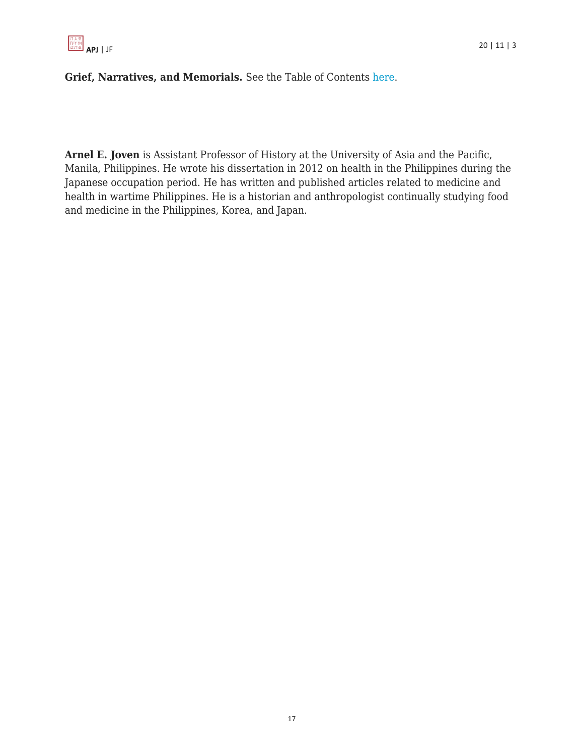**Grief, Narratives, and Memorials.** See the Table of Contents here.

**Arnel E. Joven** is Assistant Professor of History at the University of Asia and the Pacific, Manila, Philippines. He wrote his dissertation in 2012 on health in the Philippines during the Japanese occupation period. He has written and published articles related to medicine and health in wartime Philippines. He is a historian and anthropologist continually studying food and medicine in the Philippines, Korea, and Japan.